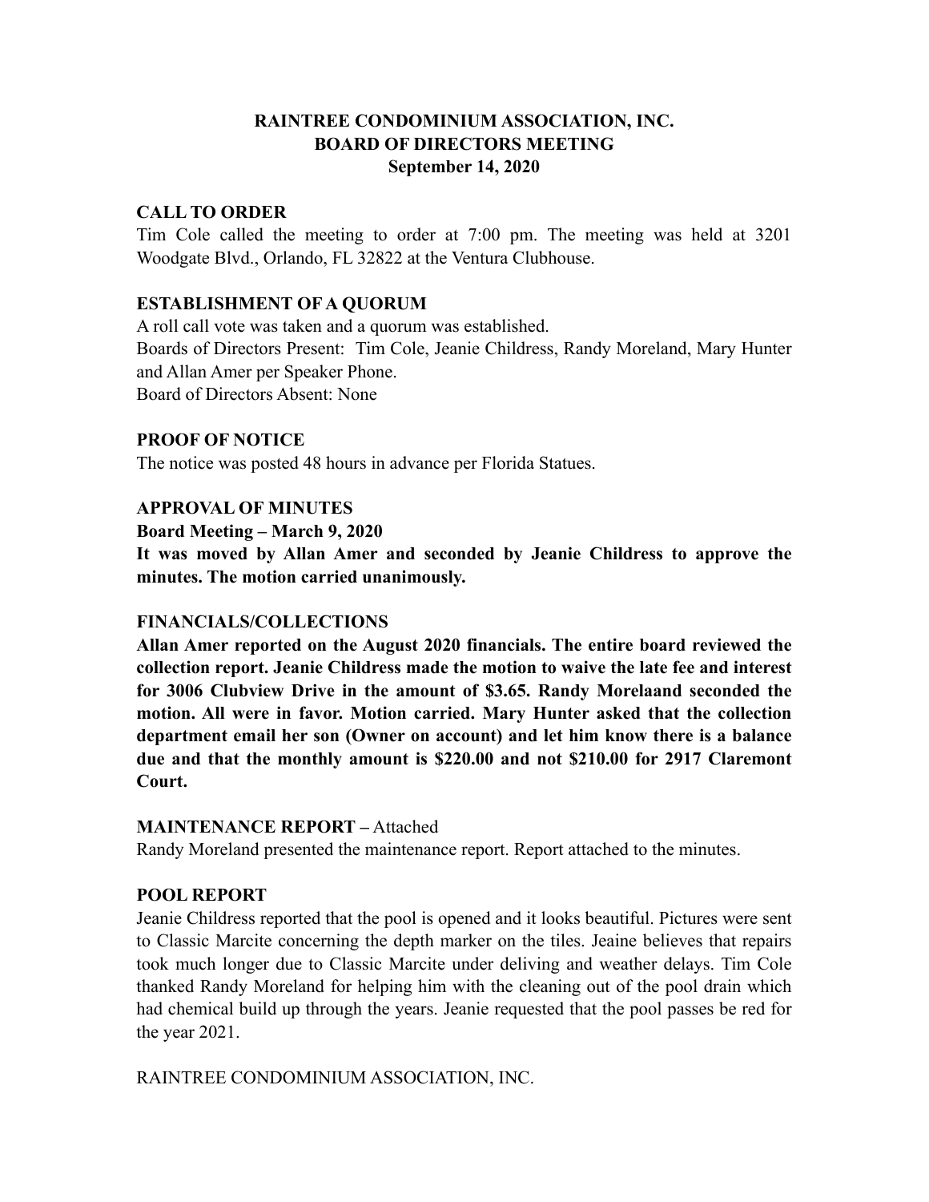# RAINTREE CONDOMINIUM ASSOCIATION, INC.
# BOARD OF DIRECTORS MEETING
# September 14, 2020

## CALL TO ORDER

Tim Cole called the meeting to order at 7:00 pm. The meeting was held at 3201 Woodgate Blvd., Orlando, FL 32822 at the Ventura Clubhouse.

## ESTABLISHMENT OF A QUORUM

A roll call vote was taken and a quorum was established.
Boards of Directors Present: Tim Cole, Jeanie Childress, Randy Moreland, Mary Hunter and Allan Amer per Speaker Phone.
Board of Directors Absent: None

## PROOF OF NOTICE

The notice was posted 48 hours in advance per Florida Statues.

## APPROVAL OF MINUTES

**Board Meeting – March 9, 2020**

**It was moved by Allan Amer and seconded by Jeanie Childress to approve the minutes. The motion carried unanimously.**

## FINANCIALS/COLLECTIONS

**Allan Amer reported on the August 2020 financials. The entire board reviewed the collection report. Jeanie Childress made the motion to waive the late fee and interest for 3006 Clubview Drive in the amount of $3.65. Randy Morelaand seconded the motion. All were in favor. Motion carried. Mary Hunter asked that the collection department email her son (Owner on account) and let him know there is a balance due and that the monthly amount is $220.00 and not $210.00 for 2917 Claremont Court.**

## MAINTENANCE REPORT – Attached

Randy Moreland presented the maintenance report. Report attached to the minutes.

## POOL REPORT

Jeanie Childress reported that the pool is opened and it looks beautiful. Pictures were sent to Classic Marcite concerning the depth marker on the tiles. Jeaine believes that repairs took much longer due to Classic Marcite under deliving and weather delays. Tim Cole thanked Randy Moreland for helping him with the cleaning out of the pool drain which had chemical build up through the years. Jeanie requested that the pool passes be red for the year 2021.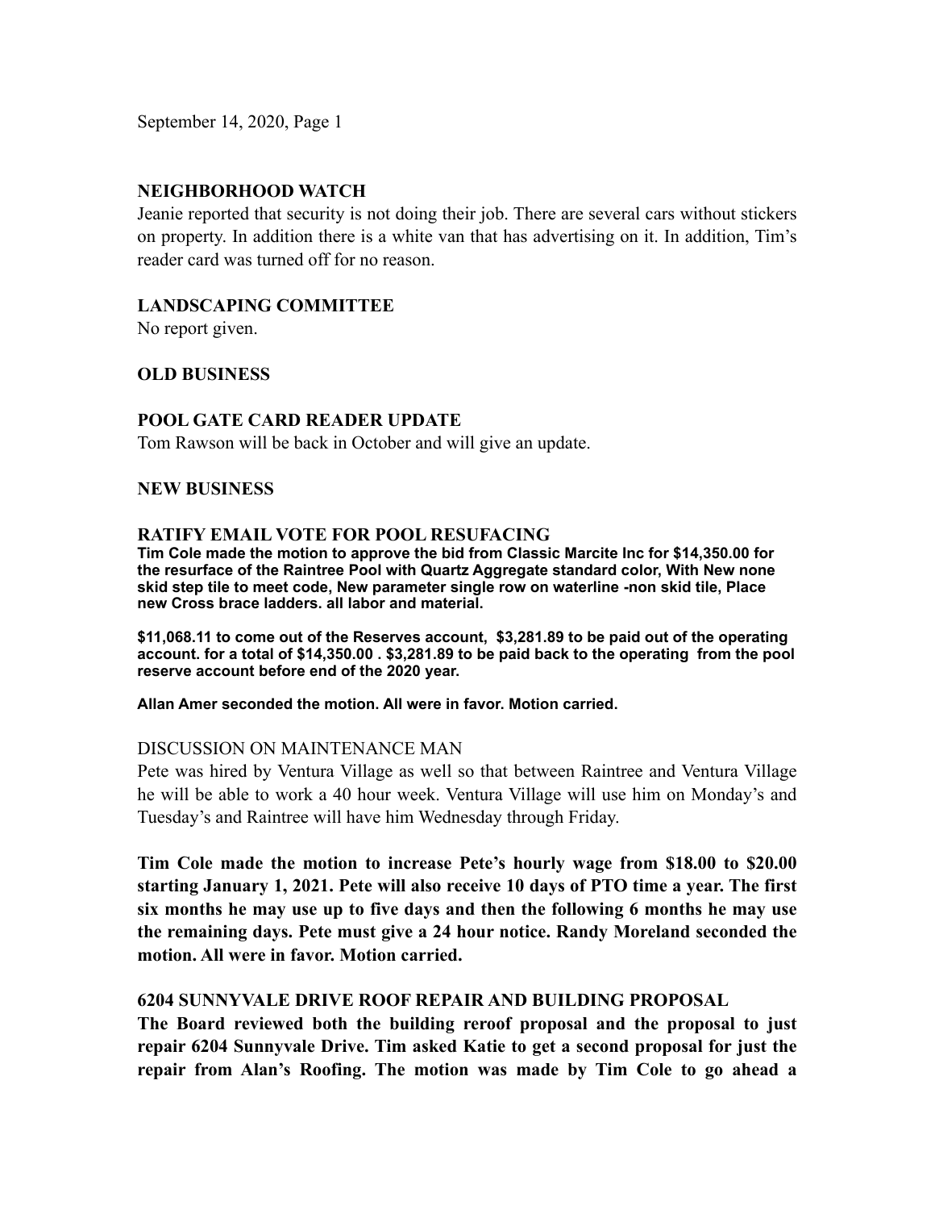## NEIGHBORHOOD WATCH

Jeanie reported that security is not doing their job. There are several cars without stickers on property. In addition there is a white van that has advertising on it. In addition, Tim's reader card was turned off for no reason.

## LANDSCAPING COMMITTEE

No report given.

## OLD BUSINESS

## POOL GATE CARD READER UPDATE

Tom Rawson will be back in October and will give an update.

## NEW BUSINESS

## RATIFY EMAIL VOTE FOR POOL RESUFACING

**Tim Cole made the motion to approve the bid from Classic Marcite Inc for $14,350.00 for the resurface of the Raintree Pool with Quartz Aggregate standard color, With New none skid step tile to meet code, New parameter single row on waterline -non skid tile, Place new Cross brace ladders. all labor and material.**

**$11,068.11 to come out of the Reserves account, $3,281.89 to be paid out of the operating account. for a total of $14,350.00 . $3,281.89 to be paid back to the operating from the pool reserve account before end of the 2020 year.**

**Allan Amer seconded the motion. All were in favor. Motion carried.**

DISCUSSION ON MAINTENANCE MAN

Pete was hired by Ventura Village as well so that between Raintree and Ventura Village he will be able to work a 40 hour week. Ventura Village will use him on Monday's and Tuesday's and Raintree will have him Wednesday through Friday.

**Tim Cole made the motion to increase Pete's hourly wage from $18.00 to $20.00 starting January 1, 2021. Pete will also receive 10 days of PTO time a year. The first six months he may use up to five days and then the following 6 months he may use the remaining days. Pete must give a 24 hour notice. Randy Moreland seconded the motion. All were in favor. Motion carried.**

## 6204 SUNNYVALE DRIVE ROOF REPAIR AND BUILDING PROPOSAL

**The Board reviewed both the building reroof proposal and the proposal to just repair 6204 Sunnyvale Drive. Tim asked Katie to get a second proposal for just the repair from Alan's Roofing. The motion was made by Tim Cole to go ahead a**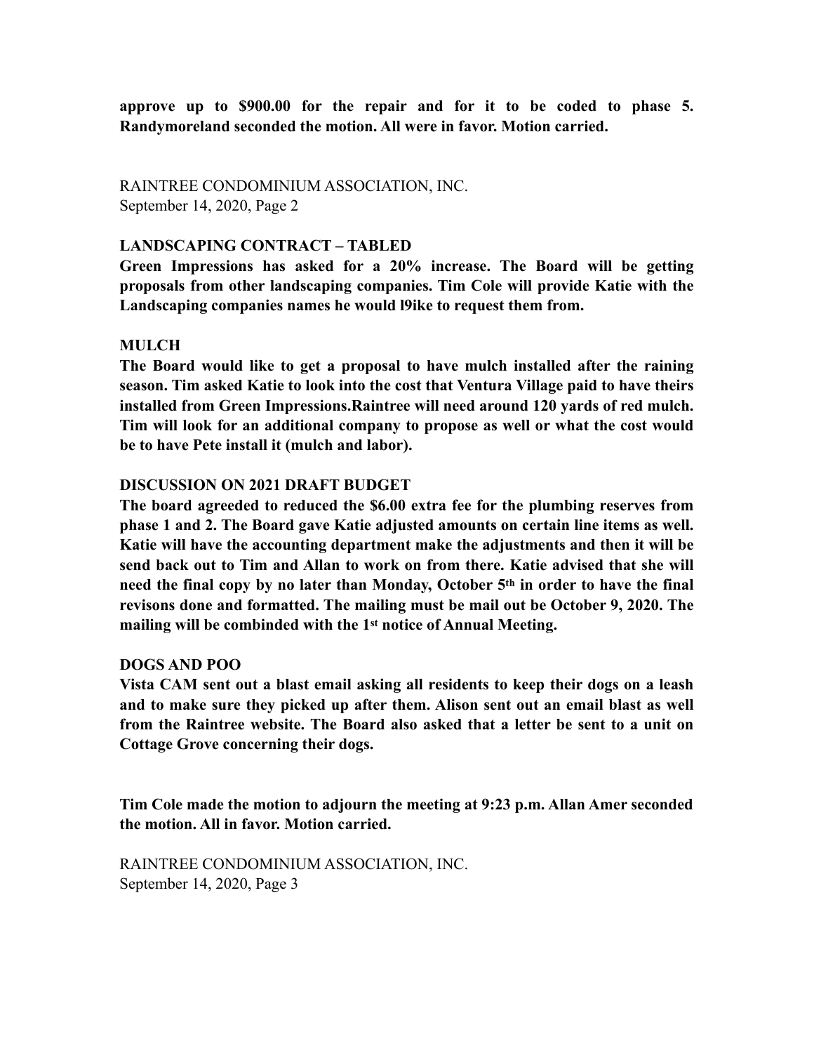**approve up to $900.00 for the repair and for it to be coded to phase 5. Randymoreland seconded the motion. All were in favor. Motion carried.**

### LANDSCAPING CONTRACT – TABLED

**Green Impressions has asked for a 20% increase. The Board will be getting proposals from other landscaping companies. Tim Cole will provide Katie with the Landscaping companies names he would l9ike to request them from.**

### MULCH

**The Board would like to get a proposal to have mulch installed after the raining season. Tim asked Katie to look into the cost that Ventura Village paid to have theirs installed from Green Impressions.Raintree will need around 120 yards of red mulch. Tim will look for an additional company to propose as well or what the cost would be to have Pete install it (mulch and labor).**

### DISCUSSION ON 2021 DRAFT BUDGET

**The board agreeded to reduced the $6.00 extra fee for the plumbing reserves from phase 1 and 2. The Board gave Katie adjusted amounts on certain line items as well. Katie will have the accounting department make the adjustments and then it will be send back out to Tim and Allan to work on from there. Katie advised that she will need the final copy by no later than Monday, October 5th in order to have the final revisons done and formatted. The mailing must be mail out be October 9, 2020. The mailing will be combinded with the 1st notice of Annual Meeting.**

### DOGS AND POO

**Vista CAM sent out a blast email asking all residents to keep their dogs on a leash and to make sure they picked up after them. Alison sent out an email blast as well from the Raintree website. The Board also asked that a letter be sent to a unit on Cottage Grove concerning their dogs.**

**Tim Cole made the motion to adjourn the meeting at 9:23 p.m. Allan Amer seconded the motion. All in favor. Motion carried.**